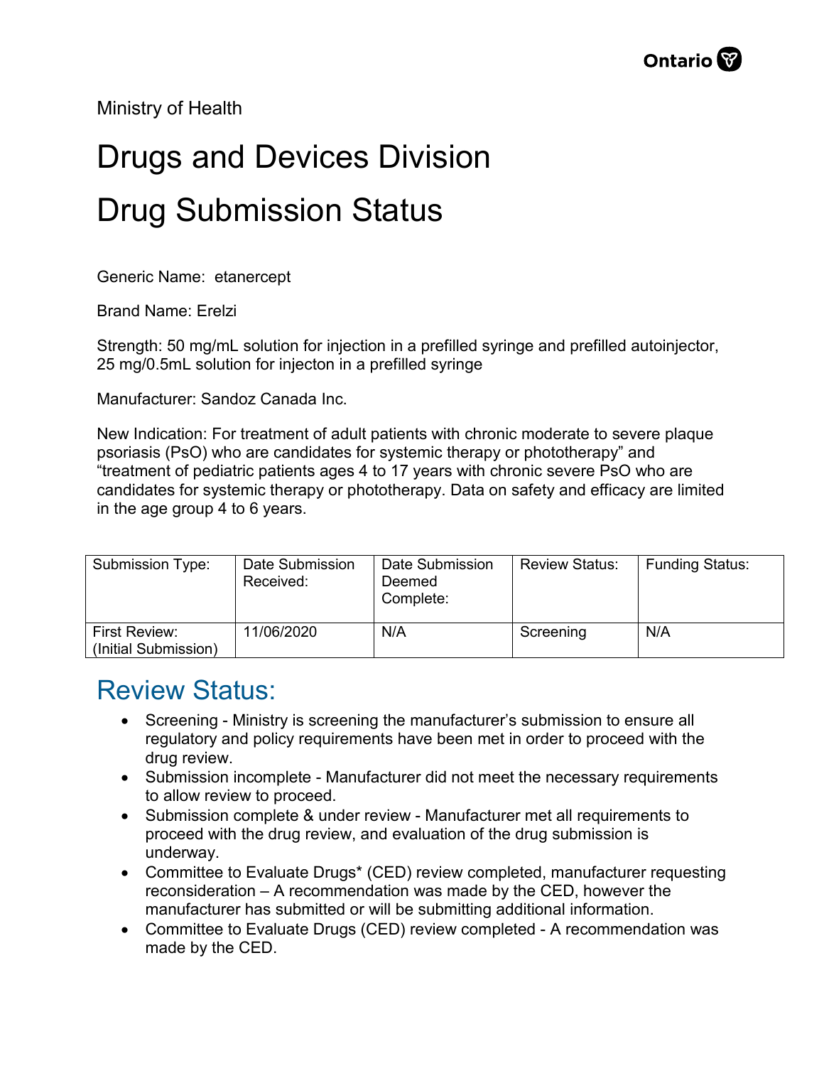Ministry of Health

# Drugs and Devices Division

# Drug Submission Status

Generic Name: etanercept

Brand Name: Erelzi

Strength: 50 mg/mL solution for injection in a prefilled syringe and prefilled autoinjector, 25 mg/0.5mL solution for injecton in a prefilled syringe

Manufacturer: Sandoz Canada Inc.

New Indication: For treatment of adult patients with chronic moderate to severe plaque psoriasis (PsO) who are candidates for systemic therapy or phototherapy" and "treatment of pediatric patients ages 4 to 17 years with chronic severe PsO who are candidates for systemic therapy or phototherapy. Data on safety and efficacy are limited in the age group 4 to 6 years.

| Submission Type: | Date Submission Received: | Date Submission Deemed Complete: | Review Status: | Funding Status: |
|---|---|---|---|---|
| First Review: (Initial Submission) | 11/06/2020 | N/A | Screening | N/A |

## Review Status:

- Screening - Ministry is screening the manufacturer's submission to ensure all regulatory and policy requirements have been met in order to proceed with the drug review.
- Submission incomplete - Manufacturer did not meet the necessary requirements to allow review to proceed.
- Submission complete & under review - Manufacturer met all requirements to proceed with the drug review, and evaluation of the drug submission is underway.
- Committee to Evaluate Drugs* (CED) review completed, manufacturer requesting reconsideration – A recommendation was made by the CED, however the manufacturer has submitted or will be submitting additional information.
- Committee to Evaluate Drugs (CED) review completed - A recommendation was made by the CED.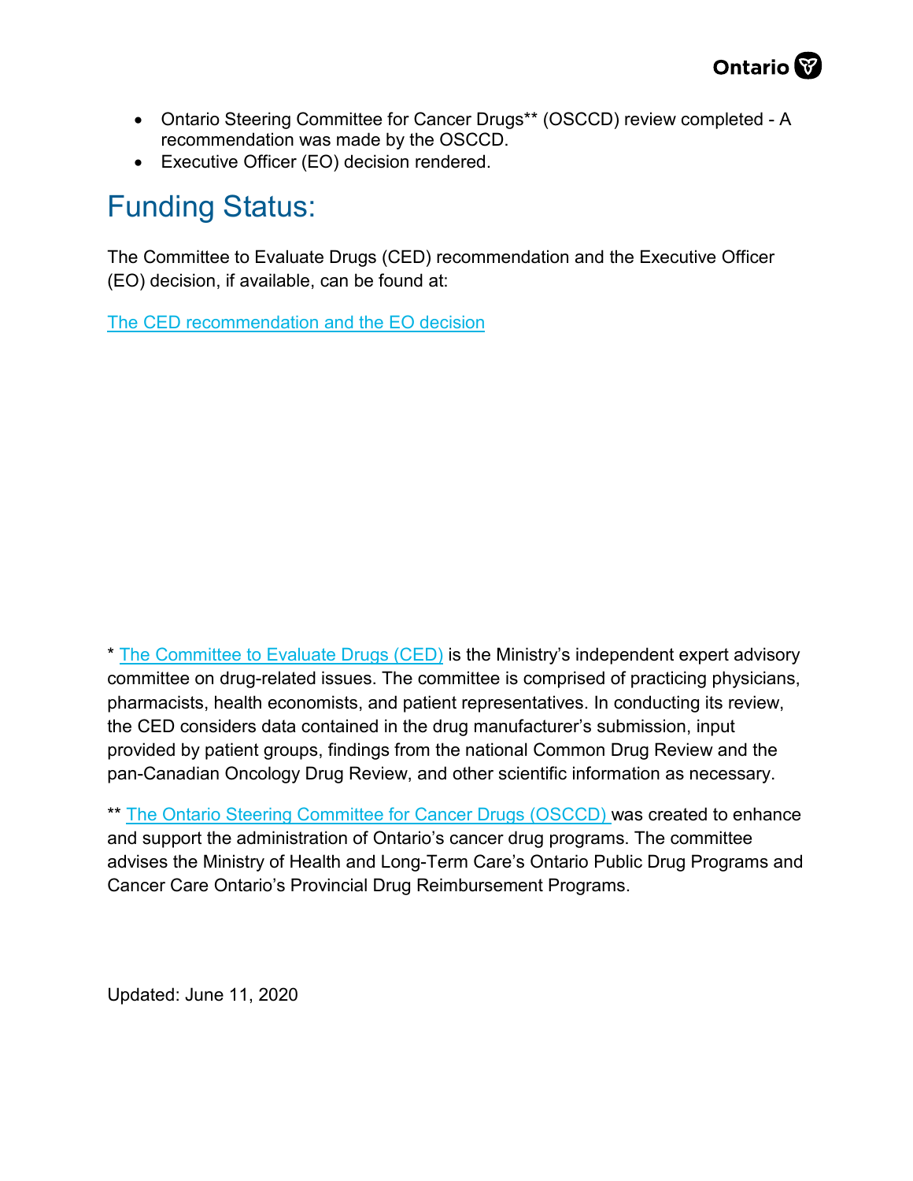- Ontario Steering Committee for Cancer Drugs** (OSCCD) review completed - A recommendation was made by the OSCCD.
- Executive Officer (EO) decision rendered.

## Funding Status:

The Committee to Evaluate Drugs (CED) recommendation and the Executive Officer (EO) decision, if available, can be found at:

The CED recommendation and the EO decision

* The Committee to Evaluate Drugs (CED) is the Ministry's independent expert advisory committee on drug-related issues. The committee is comprised of practicing physicians, pharmacists, health economists, and patient representatives. In conducting its review, the CED considers data contained in the drug manufacturer's submission, input provided by patient groups, findings from the national Common Drug Review and the pan-Canadian Oncology Drug Review, and other scientific information as necessary.

** The Ontario Steering Committee for Cancer Drugs (OSCCD) was created to enhance and support the administration of Ontario's cancer drug programs. The committee advises the Ministry of Health and Long-Term Care's Ontario Public Drug Programs and Cancer Care Ontario's Provincial Drug Reimbursement Programs.

Updated: June 11, 2020